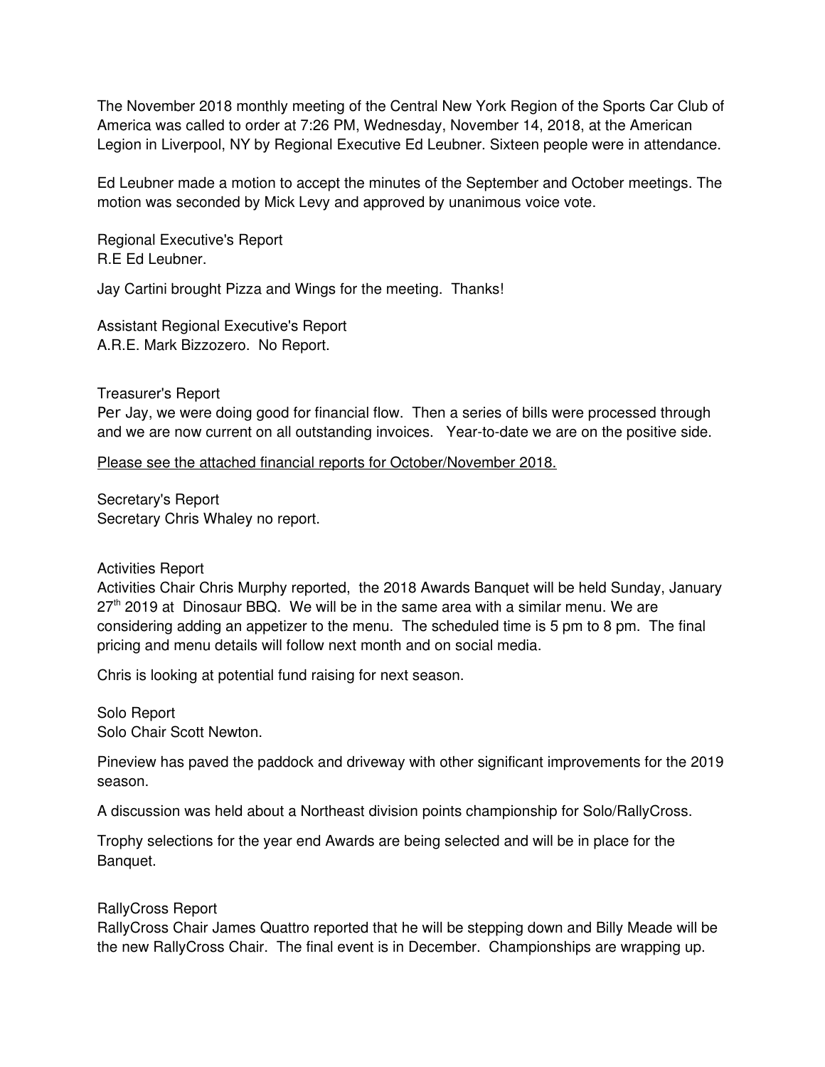The November 2018 monthly meeting of the Central New York Region of the Sports Car Club of America was called to order at 7:26 PM, Wednesday, November 14, 2018, at the American Legion in Liverpool, NY by Regional Executive Ed Leubner. Sixteen people were in attendance.

Ed Leubner made a motion to accept the minutes of the September and October meetings. The motion was seconded by Mick Levy and approved by unanimous voice vote.

Regional Executive's Report
R.E Ed Leubner.

Jay Cartini brought Pizza and Wings for the meeting. Thanks!

Assistant Regional Executive's Report
A.R.E. Mark Bizzozero. No Report.

Treasurer's Report
Per Jay, we were doing good for financial flow. Then a series of bills were processed through and we are now current on all outstanding invoices. Year-to-date we are on the positive side.

<u>Please see the attached financial reports for October/November 2018.</u>

Secretary's Report
Secretary Chris Whaley no report.

Activities Report
Activities Chair Chris Murphy reported, the 2018 Awards Banquet will be held Sunday, January 27th 2019 at Dinosaur BBQ. We will be in the same area with a similar menu. We are considering adding an appetizer to the menu. The scheduled time is 5 pm to 8 pm. The final pricing and menu details will follow next month and on social media.

Chris is looking at potential fund raising for next season.

Solo Report
Solo Chair Scott Newton.

Pineview has paved the paddock and driveway with other significant improvements for the 2019 season.

A discussion was held about a Northeast division points championship for Solo/RallyCross.

Trophy selections for the year end Awards are being selected and will be in place for the Banquet.

RallyCross Report
RallyCross Chair James Quattro reported that he will be stepping down and Billy Meade will be the new RallyCross Chair. The final event is in December. Championships are wrapping up.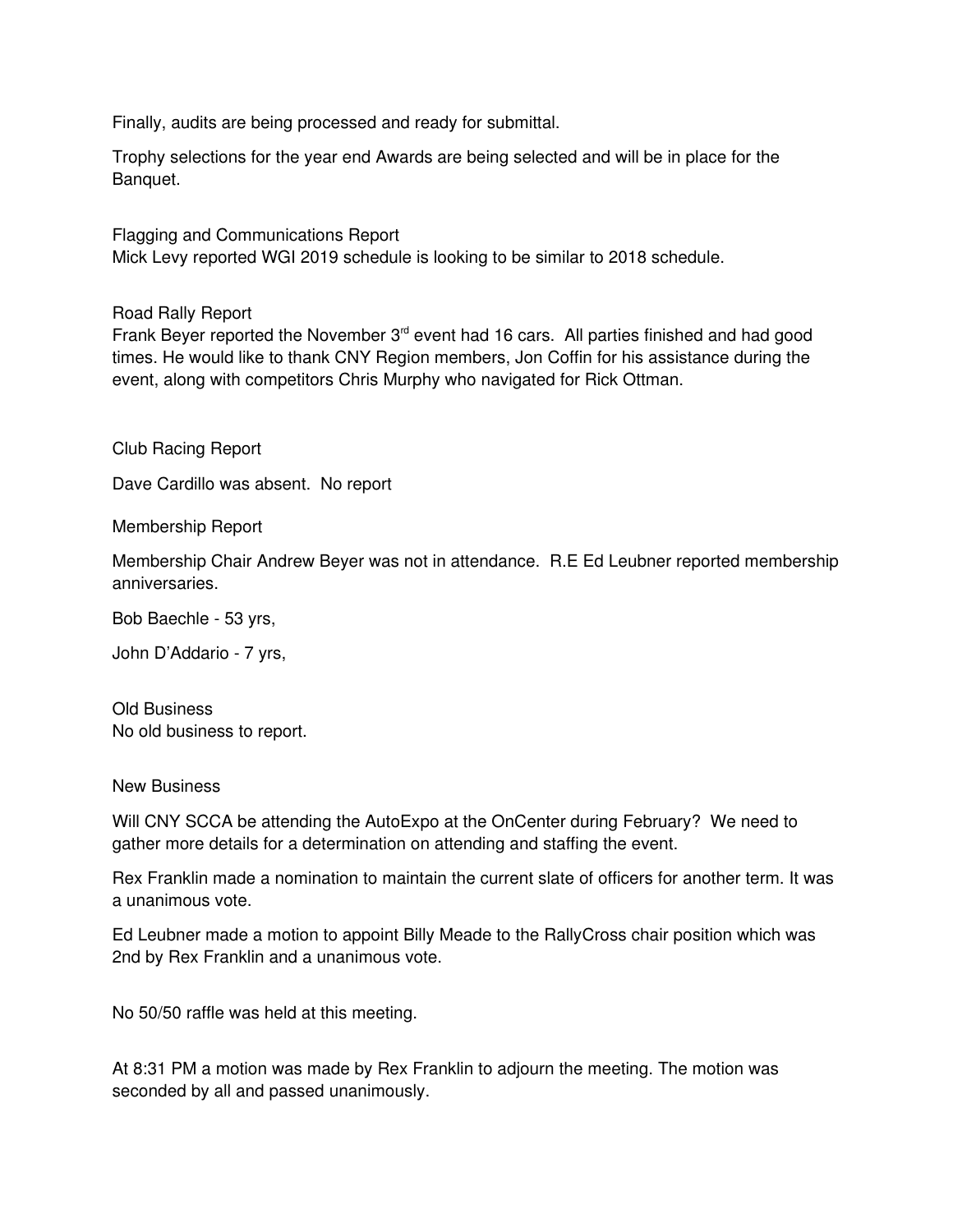Finally, audits are being processed and ready for submittal.

Trophy selections for the year end Awards are being selected and will be in place for the Banquet.

Flagging and Communications Report

Mick Levy reported WGI 2019 schedule is looking to be similar to 2018 schedule.

Road Rally Report

Frank Beyer reported the November 3rd event had 16 cars. All parties finished and had good times. He would like to thank CNY Region members, Jon Coffin for his assistance during the event, along with competitors Chris Murphy who navigated for Rick Ottman.

Club Racing Report

Dave Cardillo was absent. No report

Membership Report

Membership Chair Andrew Beyer was not in attendance. R.E Ed Leubner reported membership anniversaries.

Bob Baechle - 53 yrs,

John D'Addario - 7 yrs,

Old Business

No old business to report.

New Business

Will CNY SCCA be attending the AutoExpo at the OnCenter during February? We need to gather more details for a determination on attending and staffing the event.

Rex Franklin made a nomination to maintain the current slate of officers for another term. It was a unanimous vote.

Ed Leubner made a motion to appoint Billy Meade to the RallyCross chair position which was 2nd by Rex Franklin and a unanimous vote.

No 50/50 raffle was held at this meeting.

At 8:31 PM a motion was made by Rex Franklin to adjourn the meeting. The motion was seconded by all and passed unanimously.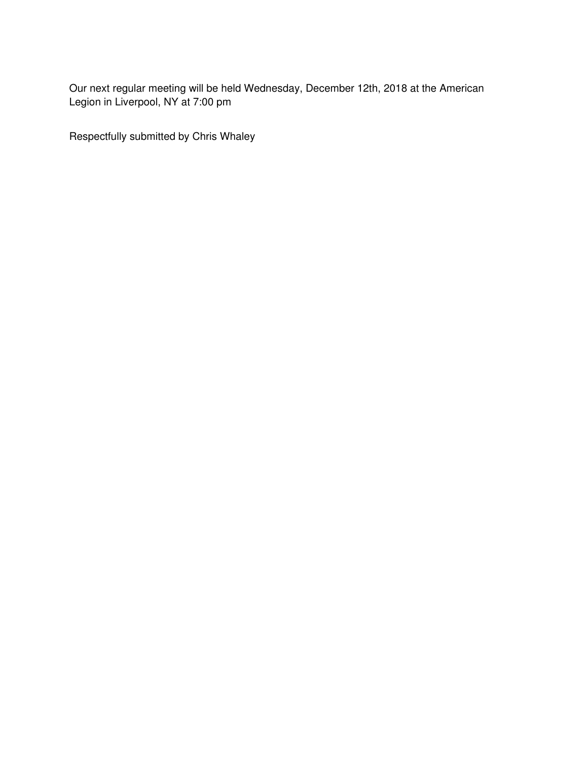Our next regular meeting will be held Wednesday, December 12th, 2018 at the American Legion in Liverpool, NY at 7:00 pm

Respectfully submitted by Chris Whaley